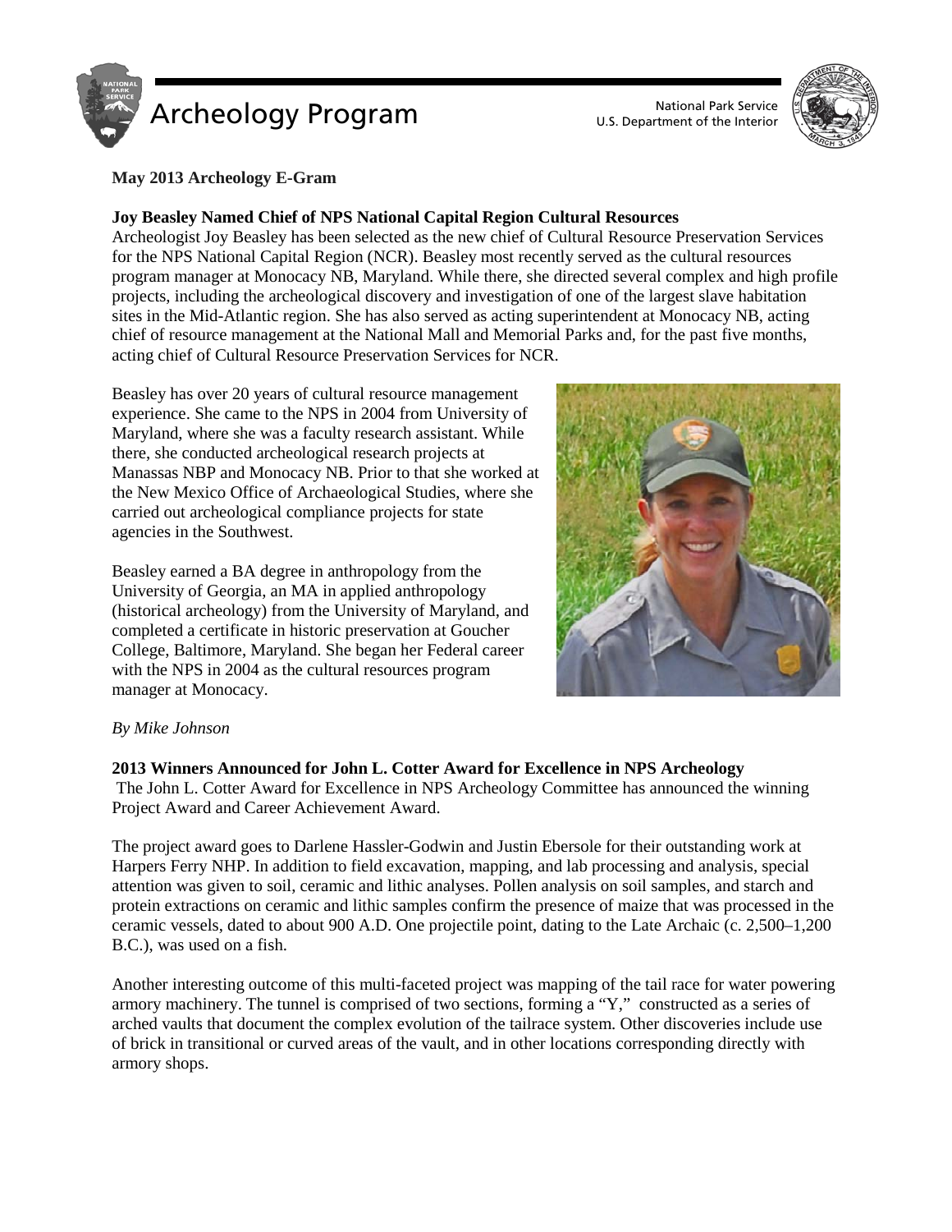# Archeology Program

National Park Service
U.S. Department of the Interior

**May 2013 Archeology E-Gram**

## Joy Beasley Named Chief of NPS National Capital Region Cultural Resources

Archeologist Joy Beasley has been selected as the new chief of Cultural Resource Preservation Services for the NPS National Capital Region (NCR). Beasley most recently served as the cultural resources program manager at Monocacy NB, Maryland. While there, she directed several complex and high profile projects, including the archeological discovery and investigation of one of the largest slave habitation sites in the Mid-Atlantic region. She has also served as acting superintendent at Monocacy NB, acting chief of resource management at the National Mall and Memorial Parks and, for the past five months, acting chief of Cultural Resource Preservation Services for NCR.

Beasley has over 20 years of cultural resource management experience. She came to the NPS in 2004 from University of Maryland, where she was a faculty research assistant. While there, she conducted archeological research projects at Manassas NBP and Monocacy NB. Prior to that she worked at the New Mexico Office of Archaeological Studies, where she carried out archeological compliance projects for state agencies in the Southwest.

Beasley earned a BA degree in anthropology from the University of Georgia, an MA in applied anthropology (historical archeology) from the University of Maryland, and completed a certificate in historic preservation at Goucher College, Baltimore, Maryland. She began her Federal career with the NPS in 2004 as the cultural resources program manager at Monocacy.

*By Mike Johnson*

## 2013 Winners Announced for John L. Cotter Award for Excellence in NPS Archeology

The John L. Cotter Award for Excellence in NPS Archeology Committee has announced the winning Project Award and Career Achievement Award.

The project award goes to Darlene Hassler-Godwin and Justin Ebersole for their outstanding work at Harpers Ferry NHP. In addition to field excavation, mapping, and lab processing and analysis, special attention was given to soil, ceramic and lithic analyses. Pollen analysis on soil samples, and starch and protein extractions on ceramic and lithic samples confirm the presence of maize that was processed in the ceramic vessels, dated to about 900 A.D. One projectile point, dating to the Late Archaic (c. 2,500–1,200 B.C.), was used on a fish.

Another interesting outcome of this multi-faceted project was mapping of the tail race for water powering armory machinery. The tunnel is comprised of two sections, forming a "Y," constructed as a series of arched vaults that document the complex evolution of the tailrace system. Other discoveries include use of brick in transitional or curved areas of the vault, and in other locations corresponding directly with armory shops.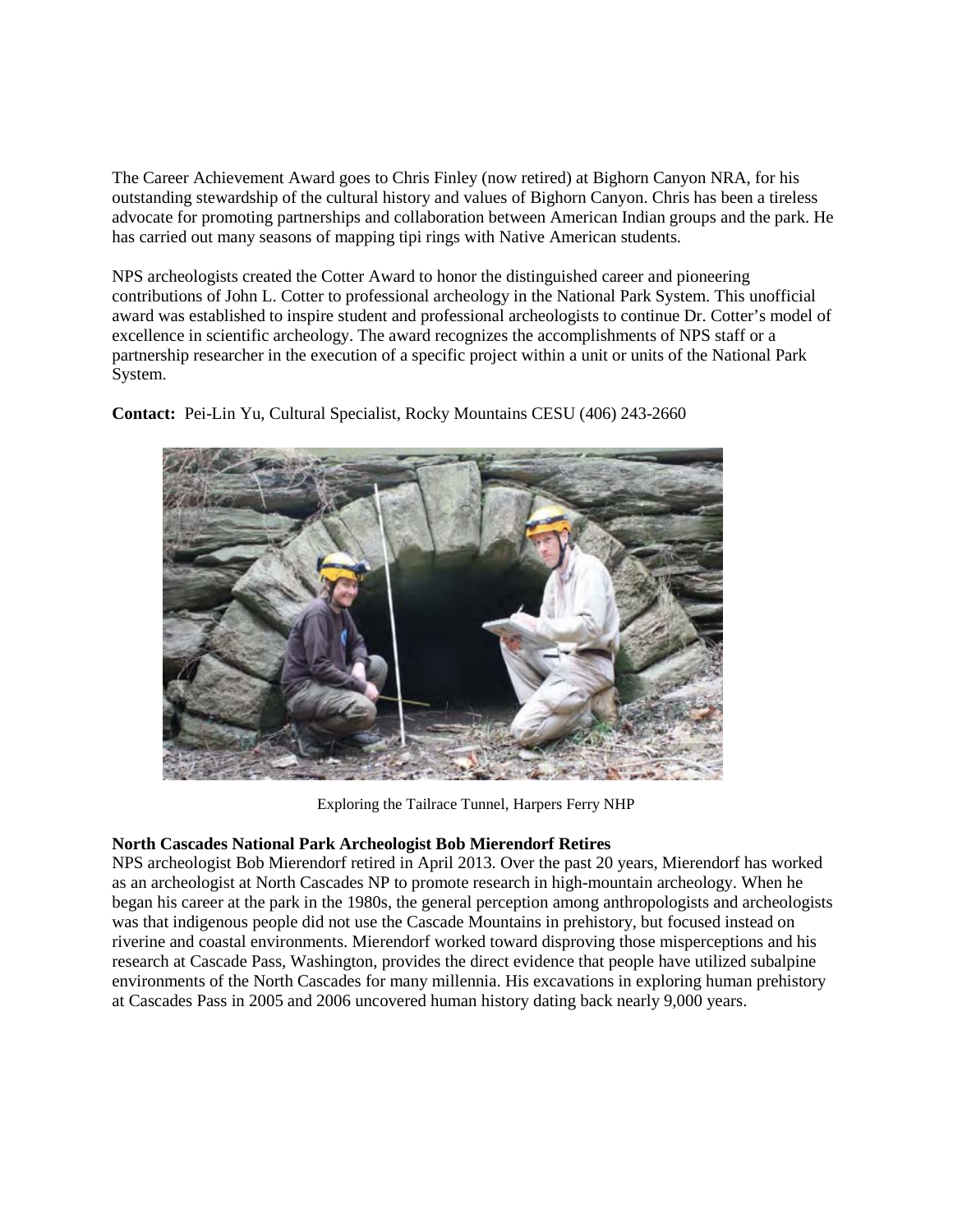The Career Achievement Award goes to Chris Finley (now retired) at Bighorn Canyon NRA, for his outstanding stewardship of the cultural history and values of Bighorn Canyon. Chris has been a tireless advocate for promoting partnerships and collaboration between American Indian groups and the park. He has carried out many seasons of mapping tipi rings with Native American students.

NPS archeologists created the Cotter Award to honor the distinguished career and pioneering contributions of John L. Cotter to professional archeology in the National Park System. This unofficial award was established to inspire student and professional archeologists to continue Dr. Cotter's model of excellence in scientific archeology. The award recognizes the accomplishments of NPS staff or a partnership researcher in the execution of a specific project within a unit or units of the National Park System.

**Contact:** Pei-Lin Yu, Cultural Specialist, Rocky Mountains CESU (406) 243-2660

Exploring the Tailrace Tunnel, Harpers Ferry NHP

**North Cascades National Park Archeologist Bob Mierendorf Retires**

NPS archeologist Bob Mierendorf retired in April 2013. Over the past 20 years, Mierendorf has worked as an archeologist at North Cascades NP to promote research in high-mountain archeology. When he began his career at the park in the 1980s, the general perception among anthropologists and archeologists was that indigenous people did not use the Cascade Mountains in prehistory, but focused instead on riverine and coastal environments. Mierendorf worked toward disproving those misperceptions and his research at Cascade Pass, Washington, provides the direct evidence that people have utilized subalpine environments of the North Cascades for many millennia. His excavations in exploring human prehistory at Cascades Pass in 2005 and 2006 uncovered human history dating back nearly 9,000 years.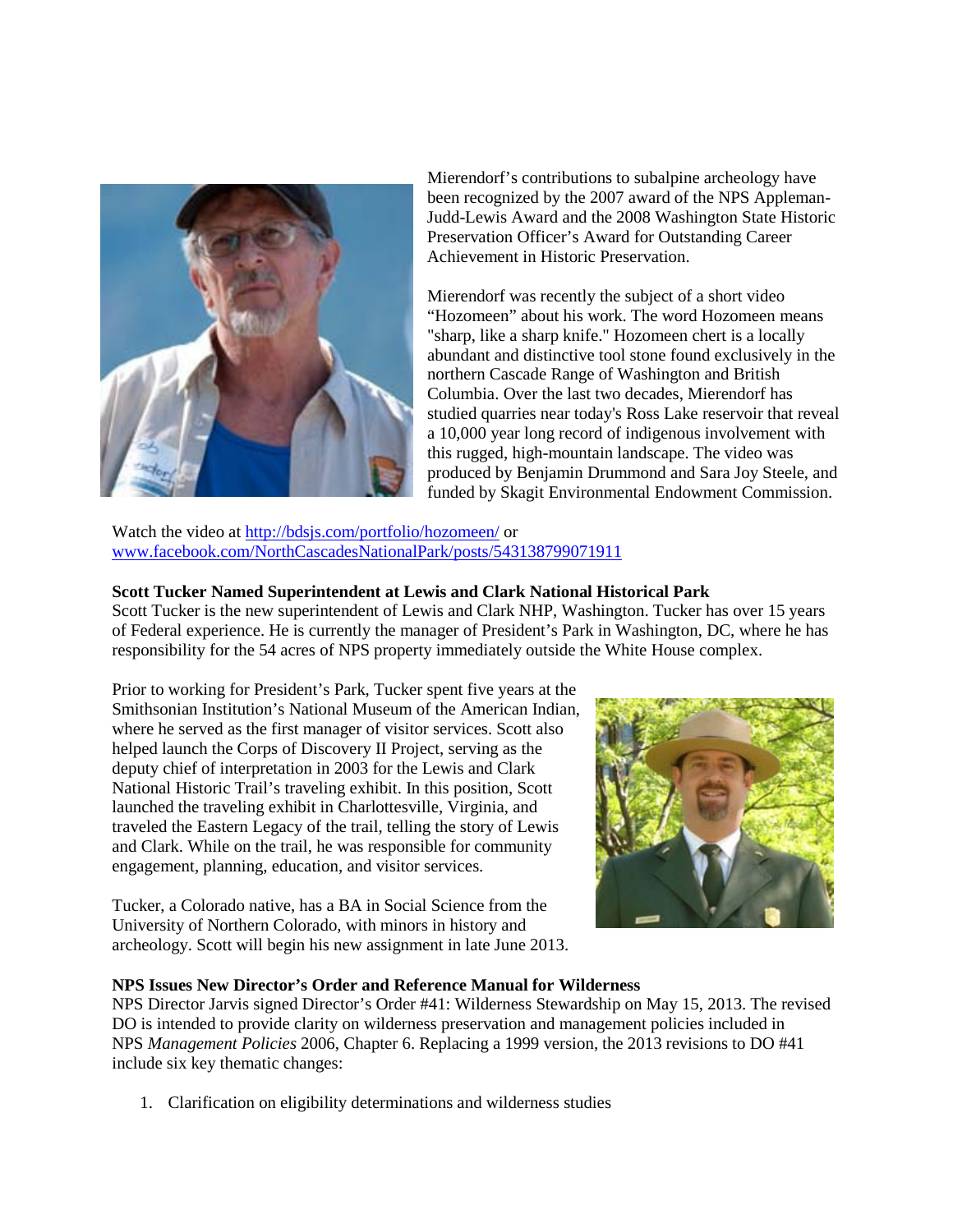Mierendorf's contributions to subalpine archeology have been recognized by the 2007 award of the NPS Appleman-Judd-Lewis Award and the 2008 Washington State Historic Preservation Officer's Award for Outstanding Career Achievement in Historic Preservation.

Mierendorf was recently the subject of a short video "Hozomeen" about his work. The word Hozomeen means "sharp, like a sharp knife." Hozomeen chert is a locally abundant and distinctive tool stone found exclusively in the northern Cascade Range of Washington and British Columbia. Over the last two decades, Mierendorf has studied quarries near today's Ross Lake reservoir that reveal a 10,000 year long record of indigenous involvement with this rugged, high-mountain landscape. The video was produced by Benjamin Drummond and Sara Joy Steele, and funded by Skagit Environmental Endowment Commission.

Watch the video at http://bdsjs.com/portfolio/hozomeen/ or www.facebook.com/NorthCascadesNationalPark/posts/543138799071911

**Scott Tucker Named Superintendent at Lewis and Clark National Historical Park**

Scott Tucker is the new superintendent of Lewis and Clark NHP, Washington. Tucker has over 15 years of Federal experience. He is currently the manager of President's Park in Washington, DC, where he has responsibility for the 54 acres of NPS property immediately outside the White House complex.

Prior to working for President's Park, Tucker spent five years at the Smithsonian Institution's National Museum of the American Indian, where he served as the first manager of visitor services. Scott also helped launch the Corps of Discovery II Project, serving as the deputy chief of interpretation in 2003 for the Lewis and Clark National Historic Trail's traveling exhibit. In this position, Scott launched the traveling exhibit in Charlottesville, Virginia, and traveled the Eastern Legacy of the trail, telling the story of Lewis and Clark. While on the trail, he was responsible for community engagement, planning, education, and visitor services.

Tucker, a Colorado native, has a BA in Social Science from the University of Northern Colorado, with minors in history and archeology. Scott will begin his new assignment in late June 2013.

**NPS Issues New Director's Order and Reference Manual for Wilderness**

NPS Director Jarvis signed Director's Order #41: Wilderness Stewardship on May 15, 2013. The revised DO is intended to provide clarity on wilderness preservation and management policies included in NPS *Management Policies* 2006, Chapter 6. Replacing a 1999 version, the 2013 revisions to DO #41 include six key thematic changes:

1. Clarification on eligibility determinations and wilderness studies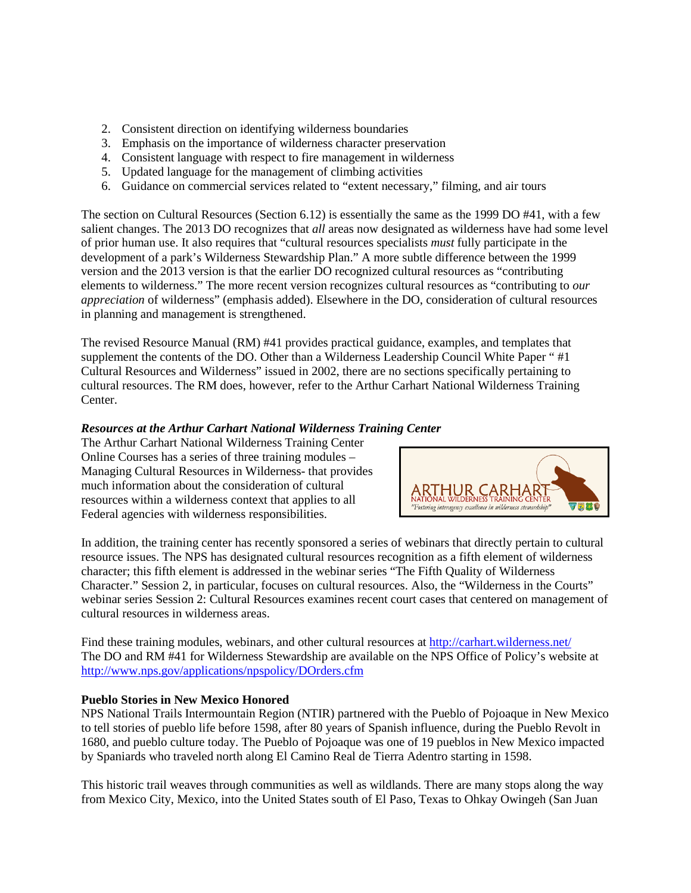2. Consistent direction on identifying wilderness boundaries
3. Emphasis on the importance of wilderness character preservation
4. Consistent language with respect to fire management in wilderness
5. Updated language for the management of climbing activities
6. Guidance on commercial services related to "extent necessary," filming, and air tours

The section on Cultural Resources (Section 6.12) is essentially the same as the 1999 DO #41, with a few salient changes. The 2013 DO recognizes that *all* areas now designated as wilderness have had some level of prior human use. It also requires that "cultural resources specialists *must* fully participate in the development of a park's Wilderness Stewardship Plan." A more subtle difference between the 1999 version and the 2013 version is that the earlier DO recognized cultural resources as "contributing elements to wilderness." The more recent version recognizes cultural resources as "contributing to *our appreciation* of wilderness" (emphasis added). Elsewhere in the DO, consideration of cultural resources in planning and management is strengthened.

The revised Resource Manual (RM) #41 provides practical guidance, examples, and templates that supplement the contents of the DO. Other than a Wilderness Leadership Council White Paper " #1 Cultural Resources and Wilderness" issued in 2002, there are no sections specifically pertaining to cultural resources. The RM does, however, refer to the Arthur Carhart National Wilderness Training Center.

***Resources at the Arthur Carhart National Wilderness Training Center***

The Arthur Carhart National Wilderness Training Center Online Courses has a series of three training modules – Managing Cultural Resources in Wilderness- that provides much information about the consideration of cultural resources within a wilderness context that applies to all Federal agencies with wilderness responsibilities.

ARTHUR CARHART NATIONAL WILDERNESS TRAINING CENTER
"Fostering interagency excellence in wilderness stewardship"

In addition, the training center has recently sponsored a series of webinars that directly pertain to cultural resource issues. The NPS has designated cultural resources recognition as a fifth element of wilderness character; this fifth element is addressed in the webinar series "The Fifth Quality of Wilderness Character." Session 2, in particular, focuses on cultural resources. Also, the "Wilderness in the Courts" webinar series Session 2: Cultural Resources examines recent court cases that centered on management of cultural resources in wilderness areas.

Find these training modules, webinars, and other cultural resources at http://carhart.wilderness.net/
The DO and RM #41 for Wilderness Stewardship are available on the NPS Office of Policy's website at http://www.nps.gov/applications/npspolicy/DOrders.cfm

**Pueblo Stories in New Mexico Honored**

NPS National Trails Intermountain Region (NTIR) partnered with the Pueblo of Pojoaque in New Mexico to tell stories of pueblo life before 1598, after 80 years of Spanish influence, during the Pueblo Revolt in 1680, and pueblo culture today. The Pueblo of Pojoaque was one of 19 pueblos in New Mexico impacted by Spaniards who traveled north along El Camino Real de Tierra Adentro starting in 1598.

This historic trail weaves through communities as well as wildlands. There are many stops along the way from Mexico City, Mexico, into the United States south of El Paso, Texas to Ohkay Owingeh (San Juan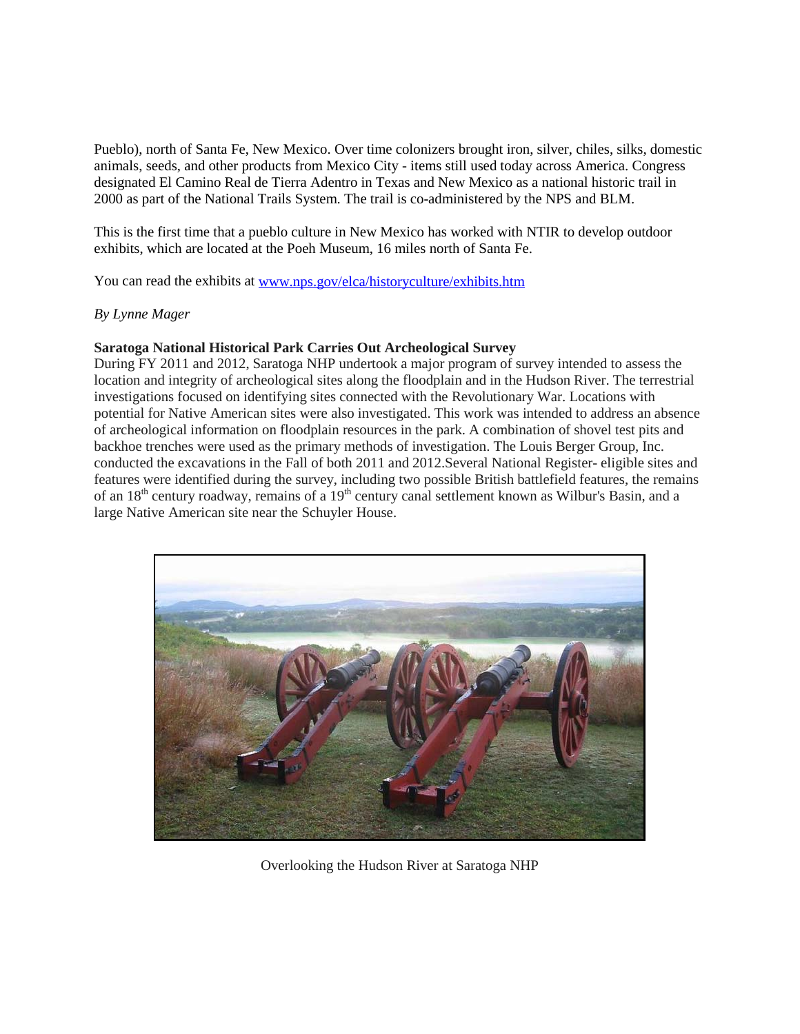Pueblo), north of Santa Fe, New Mexico. Over time colonizers brought iron, silver, chiles, silks, domestic animals, seeds, and other products from Mexico City - items still used today across America. Congress designated El Camino Real de Tierra Adentro in Texas and New Mexico as a national historic trail in 2000 as part of the National Trails System. The trail is co-administered by the NPS and BLM.

This is the first time that a pueblo culture in New Mexico has worked with NTIR to develop outdoor exhibits, which are located at the Poeh Museum, 16 miles north of Santa Fe.

You can read the exhibits at www.nps.gov/elca/historyculture/exhibits.htm

*By Lynne Mager*

**Saratoga National Historical Park Carries Out Archeological Survey**

During FY 2011 and 2012, Saratoga NHP undertook a major program of survey intended to assess the location and integrity of archeological sites along the floodplain and in the Hudson River. The terrestrial investigations focused on identifying sites connected with the Revolutionary War. Locations with potential for Native American sites were also investigated. This work was intended to address an absence of archeological information on floodplain resources in the park. A combination of shovel test pits and backhoe trenches were used as the primary methods of investigation. The Louis Berger Group, Inc. conducted the excavations in the Fall of both 2011 and 2012.Several National Register- eligible sites and features were identified during the survey, including two possible British battlefield features, the remains of an 18th century roadway, remains of a 19th century canal settlement known as Wilbur's Basin, and a large Native American site near the Schuyler House.

Overlooking the Hudson River at Saratoga NHP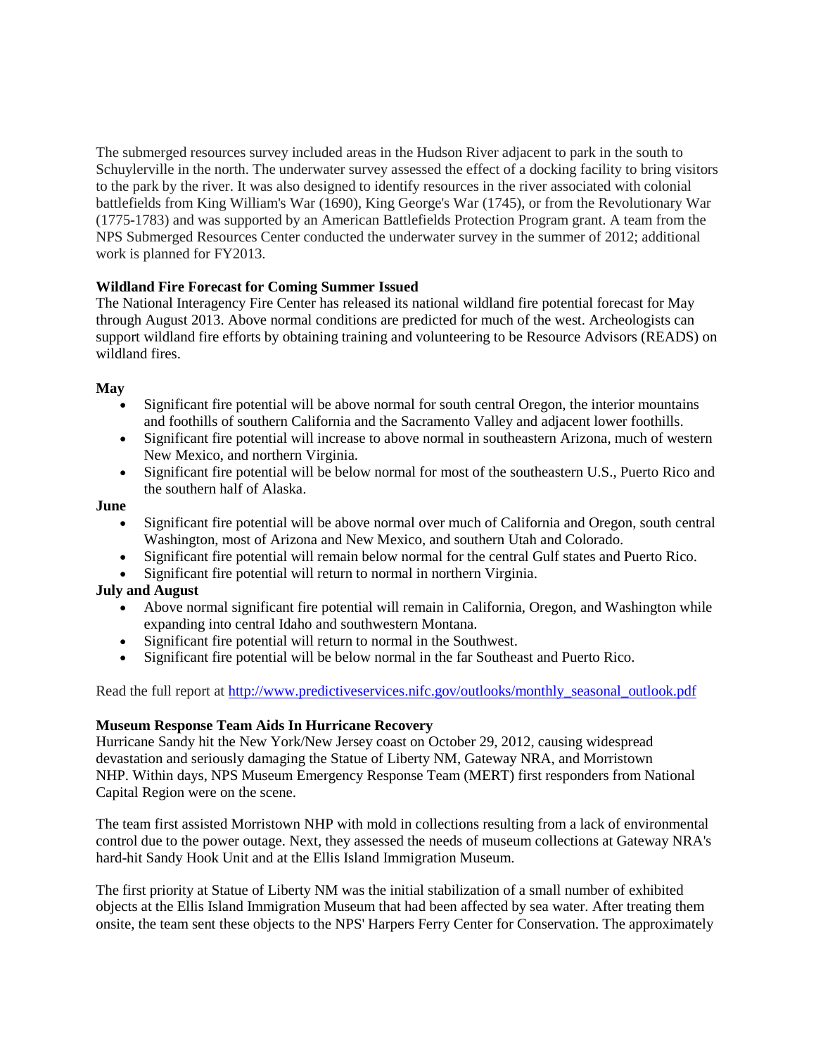The submerged resources survey included areas in the Hudson River adjacent to park in the south to Schuylerville in the north. The underwater survey assessed the effect of a docking facility to bring visitors to the park by the river. It was also designed to identify resources in the river associated with colonial battlefields from King William's War (1690), King George's War (1745), or from the Revolutionary War (1775-1783) and was supported by an American Battlefields Protection Program grant. A team from the NPS Submerged Resources Center conducted the underwater survey in the summer of 2012; additional work is planned for FY2013.

**Wildland Fire Forecast for Coming Summer Issued**
The National Interagency Fire Center has released its national wildland fire potential forecast for May through August 2013. Above normal conditions are predicted for much of the west. Archeologists can support wildland fire efforts by obtaining training and volunteering to be Resource Advisors (READS) on wildland fires.

**May**

- Significant fire potential will be above normal for south central Oregon, the interior mountains and foothills of southern California and the Sacramento Valley and adjacent lower foothills.
- Significant fire potential will increase to above normal in southeastern Arizona, much of western New Mexico, and northern Virginia.
- Significant fire potential will be below normal for most of the southeastern U.S., Puerto Rico and the southern half of Alaska.

**June**

- Significant fire potential will be above normal over much of California and Oregon, south central Washington, most of Arizona and New Mexico, and southern Utah and Colorado.
- Significant fire potential will remain below normal for the central Gulf states and Puerto Rico.
- Significant fire potential will return to normal in northern Virginia.

**July and August**

- Above normal significant fire potential will remain in California, Oregon, and Washington while expanding into central Idaho and southwestern Montana.
- Significant fire potential will return to normal in the Southwest.
- Significant fire potential will be below normal in the far Southeast and Puerto Rico.

Read the full report at http://www.predictiveservices.nifc.gov/outlooks/monthly_seasonal_outlook.pdf

**Museum Response Team Aids In Hurricane Recovery**
Hurricane Sandy hit the New York/New Jersey coast on October 29, 2012, causing widespread devastation and seriously damaging the Statue of Liberty NM, Gateway NRA, and Morristown NHP. Within days, NPS Museum Emergency Response Team (MERT) first responders from National Capital Region were on the scene.

The team first assisted Morristown NHP with mold in collections resulting from a lack of environmental control due to the power outage. Next, they assessed the needs of museum collections at Gateway NRA's hard-hit Sandy Hook Unit and at the Ellis Island Immigration Museum.

The first priority at Statue of Liberty NM was the initial stabilization of a small number of exhibited objects at the Ellis Island Immigration Museum that had been affected by sea water. After treating them onsite, the team sent these objects to the NPS' Harpers Ferry Center for Conservation. The approximately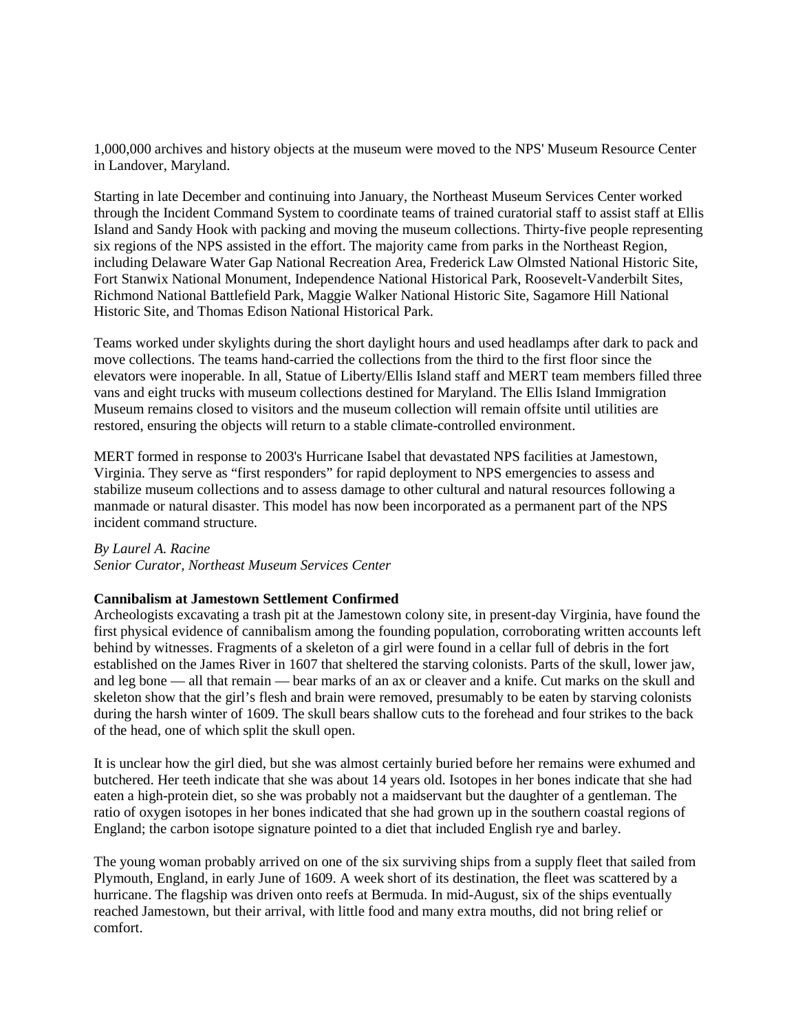1,000,000 archives and history objects at the museum were moved to the NPS' Museum Resource Center in Landover, Maryland.

Starting in late December and continuing into January, the Northeast Museum Services Center worked through the Incident Command System to coordinate teams of trained curatorial staff to assist staff at Ellis Island and Sandy Hook with packing and moving the museum collections. Thirty-five people representing six regions of the NPS assisted in the effort. The majority came from parks in the Northeast Region, including Delaware Water Gap National Recreation Area, Frederick Law Olmsted National Historic Site, Fort Stanwix National Monument, Independence National Historical Park, Roosevelt-Vanderbilt Sites, Richmond National Battlefield Park, Maggie Walker National Historic Site, Sagamore Hill National Historic Site, and Thomas Edison National Historical Park.

Teams worked under skylights during the short daylight hours and used headlamps after dark to pack and move collections. The teams hand-carried the collections from the third to the first floor since the elevators were inoperable. In all, Statue of Liberty/Ellis Island staff and MERT team members filled three vans and eight trucks with museum collections destined for Maryland. The Ellis Island Immigration Museum remains closed to visitors and the museum collection will remain offsite until utilities are restored, ensuring the objects will return to a stable climate-controlled environment.

MERT formed in response to 2003's Hurricane Isabel that devastated NPS facilities at Jamestown, Virginia. They serve as "first responders" for rapid deployment to NPS emergencies to assess and stabilize museum collections and to assess damage to other cultural and natural resources following a manmade or natural disaster. This model has now been incorporated as a permanent part of the NPS incident command structure.

*By Laurel A. Racine*
*Senior Curator, Northeast Museum Services Center*

**Cannibalism at Jamestown Settlement Confirmed**

Archeologists excavating a trash pit at the Jamestown colony site, in present-day Virginia, have found the first physical evidence of cannibalism among the founding population, corroborating written accounts left behind by witnesses. Fragments of a skeleton of a girl were found in a cellar full of debris in the fort established on the James River in 1607 that sheltered the starving colonists. Parts of the skull, lower jaw, and leg bone — all that remain — bear marks of an ax or cleaver and a knife. Cut marks on the skull and skeleton show that the girl's flesh and brain were removed, presumably to be eaten by starving colonists during the harsh winter of 1609. The skull bears shallow cuts to the forehead and four strikes to the back of the head, one of which split the skull open.

It is unclear how the girl died, but she was almost certainly buried before her remains were exhumed and butchered. Her teeth indicate that she was about 14 years old. Isotopes in her bones indicate that she had eaten a high-protein diet, so she was probably not a maidservant but the daughter of a gentleman. The ratio of oxygen isotopes in her bones indicated that she had grown up in the southern coastal regions of England; the carbon isotope signature pointed to a diet that included English rye and barley.

The young woman probably arrived on one of the six surviving ships from a supply fleet that sailed from Plymouth, England, in early June of 1609. A week short of its destination, the fleet was scattered by a hurricane. The flagship was driven onto reefs at Bermuda. In mid-August, six of the ships eventually reached Jamestown, but their arrival, with little food and many extra mouths, did not bring relief or comfort.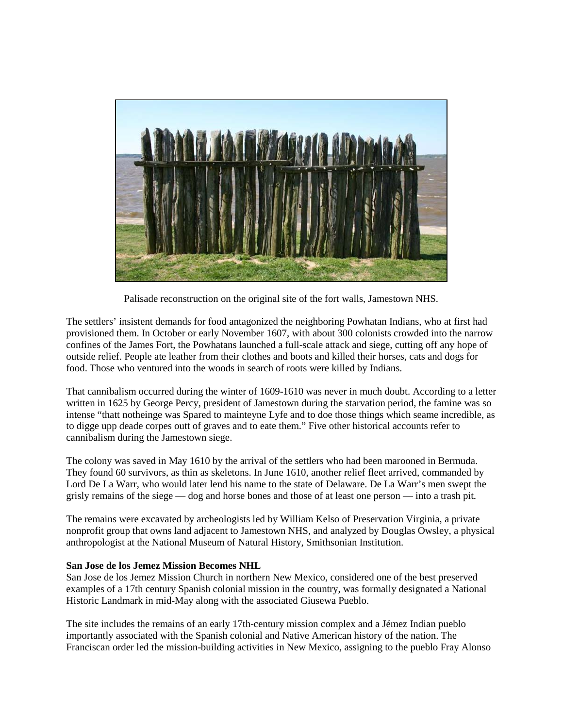Palisade reconstruction on the original site of the fort walls, Jamestown NHS.

The settlers' insistent demands for food antagonized the neighboring Powhatan Indians, who at first had provisioned them. In October or early November 1607, with about 300 colonists crowded into the narrow confines of the James Fort, the Powhatans launched a full-scale attack and siege, cutting off any hope of outside relief. People ate leather from their clothes and boots and killed their horses, cats and dogs for food. Those who ventured into the woods in search of roots were killed by Indians.

That cannibalism occurred during the winter of 1609-1610 was never in much doubt. According to a letter written in 1625 by George Percy, president of Jamestown during the starvation period, the famine was so intense "thatt notheinge was Spared to mainteyne Lyfe and to doe those things which seame incredible, as to digge upp deade corpes outt of graves and to eate them." Five other historical accounts refer to cannibalism during the Jamestown siege.

The colony was saved in May 1610 by the arrival of the settlers who had been marooned in Bermuda. They found 60 survivors, as thin as skeletons. In June 1610, another relief fleet arrived, commanded by Lord De La Warr, who would later lend his name to the state of Delaware. De La Warr's men swept the grisly remains of the siege — dog and horse bones and those of at least one person — into a trash pit.

The remains were excavated by archeologists led by William Kelso of Preservation Virginia, a private nonprofit group that owns land adjacent to Jamestown NHS, and analyzed by Douglas Owsley, a physical anthropologist at the National Museum of Natural History, Smithsonian Institution.

**San Jose de los Jemez Mission Becomes NHL**

San Jose de los Jemez Mission Church in northern New Mexico, considered one of the best preserved examples of a 17th century Spanish colonial mission in the country, was formally designated a National Historic Landmark in mid-May along with the associated Giusewa Pueblo.

The site includes the remains of an early 17th-century mission complex and a Jémez Indian pueblo importantly associated with the Spanish colonial and Native American history of the nation. The Franciscan order led the mission-building activities in New Mexico, assigning to the pueblo Fray Alonso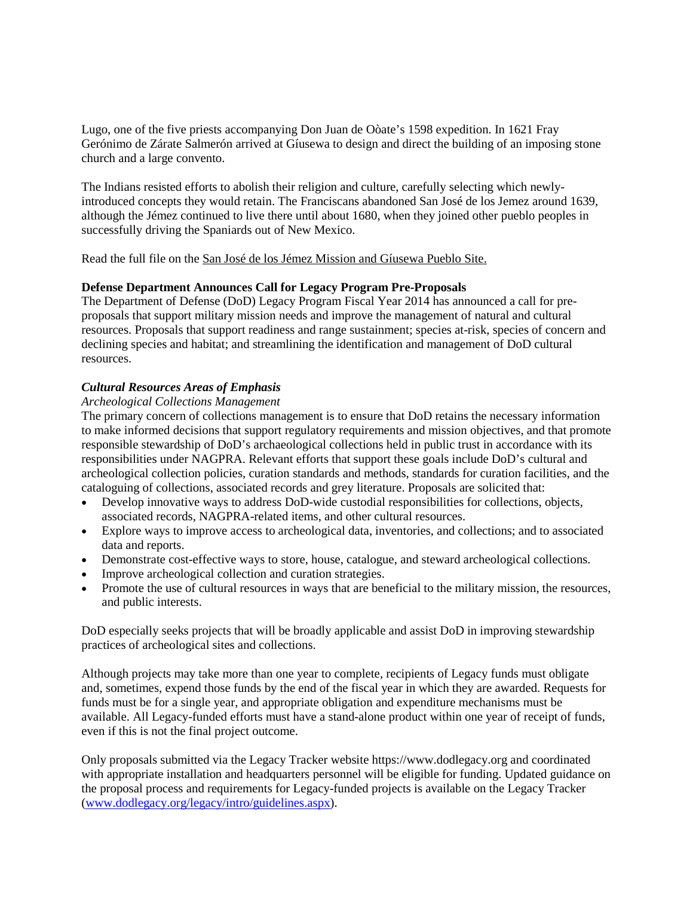Lugo, one of the five priests accompanying Don Juan de Oòate's 1598 expedition. In 1621 Fray Gerónimo de Zárate Salmerón arrived at Gíusewa to design and direct the building of an imposing stone church and a large convento.

The Indians resisted efforts to abolish their religion and culture, carefully selecting which newly-introduced concepts they would retain. The Franciscans abandoned San José de los Jemez around 1639, although the Jémez continued to live there until about 1680, when they joined other pueblo peoples in successfully driving the Spaniards out of New Mexico.

Read the full file on the San José de los Jémez Mission and Gíusewa Pueblo Site.

**Defense Department Announces Call for Legacy Program Pre-Proposals**

The Department of Defense (DoD) Legacy Program Fiscal Year 2014 has announced a call for pre-proposals that support military mission needs and improve the management of natural and cultural resources. Proposals that support readiness and range sustainment; species at-risk, species of concern and declining species and habitat; and streamlining the identification and management of DoD cultural resources.

***Cultural Resources Areas of Emphasis***

*Archeological Collections Management*

The primary concern of collections management is to ensure that DoD retains the necessary information to make informed decisions that support regulatory requirements and mission objectives, and that promote responsible stewardship of DoD's archaeological collections held in public trust in accordance with its responsibilities under NAGPRA. Relevant efforts that support these goals include DoD's cultural and archeological collection policies, curation standards and methods, standards for curation facilities, and the cataloguing of collections, associated records and grey literature. Proposals are solicited that:

- Develop innovative ways to address DoD-wide custodial responsibilities for collections, objects, associated records, NAGPRA-related items, and other cultural resources.
- Explore ways to improve access to archeological data, inventories, and collections; and to associated data and reports.
- Demonstrate cost-effective ways to store, house, catalogue, and steward archeological collections.
- Improve archeological collection and curation strategies.
- Promote the use of cultural resources in ways that are beneficial to the military mission, the resources, and public interests.

DoD especially seeks projects that will be broadly applicable and assist DoD in improving stewardship practices of archeological sites and collections.

Although projects may take more than one year to complete, recipients of Legacy funds must obligate and, sometimes, expend those funds by the end of the fiscal year in which they are awarded. Requests for funds must be for a single year, and appropriate obligation and expenditure mechanisms must be available. All Legacy-funded efforts must have a stand-alone product within one year of receipt of funds, even if this is not the final project outcome.

Only proposals submitted via the Legacy Tracker website https://www.dodlegacy.org and coordinated with appropriate installation and headquarters personnel will be eligible for funding. Updated guidance on the proposal process and requirements for Legacy-funded projects is available on the Legacy Tracker (www.dodlegacy.org/legacy/intro/guidelines.aspx).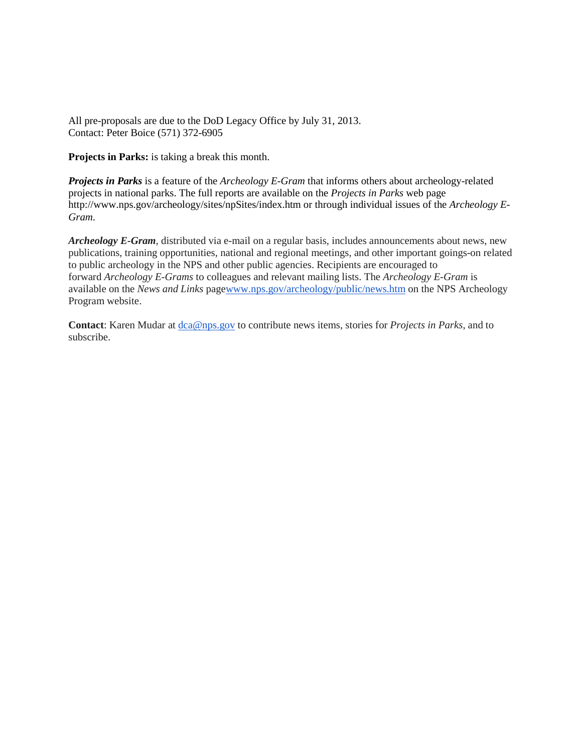All pre-proposals are due to the DoD Legacy Office by July 31, 2013.
Contact: Peter Boice (571) 372-6905

**Projects in Parks:** is taking a break this month.

***Projects in Parks*** is a feature of the *Archeology E-Gram* that informs others about archeology-related projects in national parks. The full reports are available on the *Projects in Parks* web page http://www.nps.gov/archeology/sites/npSites/index.htm or through individual issues of the *Archeology E-Gram*.

***Archeology E-Gram***, distributed via e-mail on a regular basis, includes announcements about news, new publications, training opportunities, national and regional meetings, and other important goings-on related to public archeology in the NPS and other public agencies. Recipients are encouraged to forward *Archeology E-Grams* to colleagues and relevant mailing lists. The *Archeology E-Gram* is available on the *News and Links* pagewww.nps.gov/archeology/public/news.htm on the NPS Archeology Program website.

**Contact**: Karen Mudar at dca@nps.gov to contribute news items, stories for *Projects in Parks*, and to subscribe.